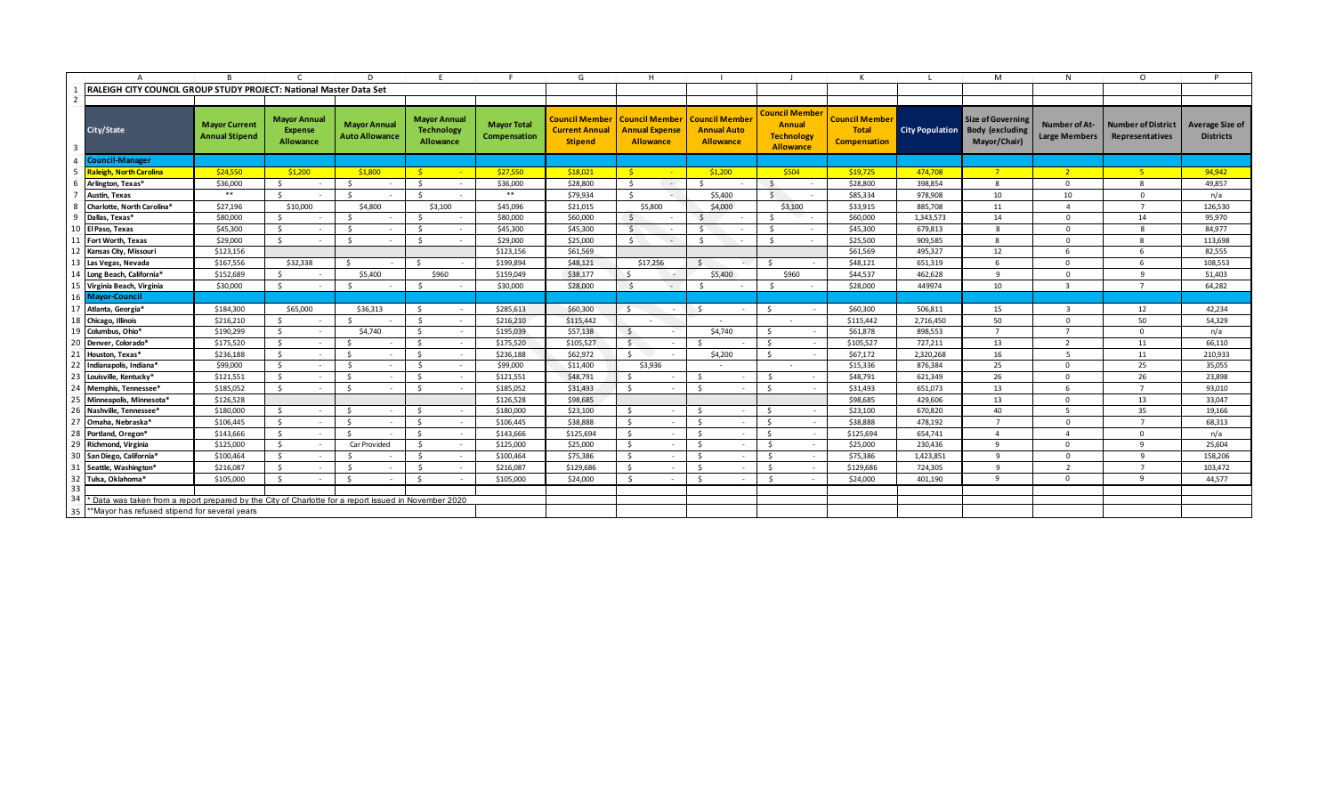# RALEIGH CITY COUNCIL GROUP STUDY PROJECT: National Master Data Set

| City/State | Mayor Current Annual Stipend | Mayor Annual Expense Allowance | Mayor Annual Auto Allowance | Mayor Annual Technology Allowance | Mayor Total Compensation | Council Member Current Annual Stipend | Council Member Annual Expense Allowance | Council Member Annual Auto Allowance | Council Member Annual Technology Allowance | Council Member Total Compensation | City Population | Size of Governing Body (excluding Mayor/Chair) | Number of At-Large Members | Number of District Representatives | Average Size of Districts |
|---|---|---|---|---|---|---|---|---|---|---|---|---|---|---|---|
| **Council-Manager** | | | | | | | | | | | | | | | |
| **Raleigh, North Carolina** | $24,550 | $1,200 | $1,800 | $ - | $27,550 | $18,021 | $ - | $1,200 | $504 | $19,725 | 474,708 | 7 | 2 | 5 | 94,942 |
| **Arlington, Texas*** | $36,000 | $ - | $ - | $ - | $36,000 | $28,800 | $ - | $ - | $ - | $28,800 | 398,854 | 8 | 0 | 8 | 49,857 |
| **Austin, Texas** | ** | $ - | $ - | $ - | ** | $79,934 | $ - | $5,400 | $ - | $85,334 | 978,908 | 10 | 10 | 0 | n/a |
| **Charlotte, North Carolina*** | $27,196 | $10,000 | $4,800 | $3,100 | $45,096 | $21,015 | $5,800 | $4,000 | $3,100 | $33,915 | 885,708 | 11 | 4 | 7 | 126,530 |
| **Dallas, Texas*** | $80,000 | $ - | $ - | $ - | $80,000 | $60,000 | $ - | $ - | $ - | $60,000 | 1,343,573 | 14 | 0 | 14 | 95,970 |
| **El Paso, Texas** | $45,300 | $ - | $ - | $ - | $45,300 | $45,300 | $ - | $ - | $ - | $45,300 | 679,813 | 8 | 0 | 8 | 84,977 |
| **Fort Worth, Texas** | $29,000 | $ - | $ - | $ - | $29,000 | $25,000 | $ - | $ - | $ - | $25,500 | 909,585 | 8 | 0 | 8 | 113,698 |
| **Kansas City, Missouri** | $123,156 | | | | $123,156 | $61,569 | | | | $61,569 | 495,327 | 12 | 6 | 6 | 82,555 |
| **Las Vegas, Nevada** | $167,556 | $32,338 | $ - | $ - | $199,894 | $48,121 | $17,256 | $ - | $ - | $48,121 | 651,319 | 6 | 0 | 6 | 108,553 |
| **Long Beach, California*** | $152,689 | $ - | $5,400 | $960 | $159,049 | $38,177 | $ - | $5,400 | $960 | $44,537 | 462,628 | 9 | 0 | 9 | 51,403 |
| **Virginia Beach, Virginia** | $30,000 | $ - | $ - | $ - | $30,000 | $28,000 | $ - | $ - | $ - | $28,000 | 449974 | 10 | 3 | 7 | 64,282 |
| **Mayor-Council** | | | | | | | | | | | | | | | |
| **Atlanta, Georgia*** | $184,300 | $65,000 | $36,313 | $ - | $285,613 | $60,300 | $ - | $ - | $ - | $60,300 | 506,811 | 15 | 3 | 12 | 42,234 |
| **Chicago, Illinois** | $216,210 | $ - | $ - | $ - | $216,210 | $115,442 | - | - | - | $115,442 | 2,716,450 | 50 | 0 | 50 | 54,329 |
| **Columbus, Ohio*** | $190,299 | $ - | $4,740 | $ - | $195,039 | $57,138 | $ - | $4,740 | $ - | $61,878 | 898,553 | 7 | 7 | 0 | n/a |
| **Denver, Colorado*** | $175,520 | $ - | $ - | $ - | $175,520 | $105,527 | $ - | $ - | $ - | $105,527 | 727,211 | 13 | 2 | 11 | 66,110 |
| **Houston, Texas*** | $236,188 | $ - | $ - | $ - | $236,188 | $62,972 | $ - | $4,200 | $ - | $67,172 | 2,320,268 | 16 | 5 | 11 | 210,933 |
| **Indianapolis, Indiana*** | $99,000 | $ - | $ - | $ - | $99,000 | $11,400 | $3,936 | - | - | $15,336 | 876,384 | 25 | 0 | 25 | 35,055 |
| **Louisville, Kentucky*** | $121,551 | $ - | $ - | $ - | $121,551 | $48,791 | $ - | $ - | $ - | $48,791 | 621,349 | 26 | 0 | 26 | 23,898 |
| **Memphis, Tennessee*** | $185,052 | $ - | $ - | $ - | $185,052 | $31,493 | $ - | $ - | $ - | $31,493 | 651,073 | 13 | 6 | 7 | 93,010 |
| **Minneapolis, Minnesota*** | $126,528 | | | | $126,528 | $98,685 | | | | $98,685 | 429,606 | 13 | 0 | 13 | 33,047 |
| **Nashville, Tennessee*** | $180,000 | $ - | $ - | $ - | $180,000 | $23,100 | $ - | $ - | $ - | $23,100 | 670,820 | 40 | 5 | 35 | 19,166 |
| **Omaha, Nebraska*** | $106,445 | $ - | $ - | $ - | $106,445 | $38,888 | $ - | $ - | $ - | $38,888 | 478,192 | 7 | 0 | 7 | 68,313 |
| **Portland, Oregon*** | $143,666 | $ - | $ - | $ - | $143,666 | $125,694 | $ - | $ - | $ - | $125,694 | 654,741 | 4 | 4 | 0 | n/a |
| **Richmond, Virginia** | $125,000 | $ - | Car Provided | $ - | $125,000 | $25,000 | $ - | $ - | $ - | $25,000 | 230,436 | 9 | 0 | 9 | 25,604 |
| **San Diego, California*** | $100,464 | $ - | $ - | $ - | $100,464 | $75,386 | $ - | $ - | $ - | $75,386 | 1,423,851 | 9 | 0 | 9 | 158,206 |
| **Seattle, Washington*** | $216,087 | $ - | $ - | $ - | $216,087 | $129,686 | $ - | $ - | $ - | $129,686 | 724,305 | 9 | 2 | 7 | 103,472 |
| **Tulsa, Oklahoma*** | $105,000 | $ - | $ - | $ - | $105,000 | $24,000 | $ - | $ - | $ - | $24,000 | 401,190 | 9 | 0 | 9 | 44,577 |

\* Data was taken from a report prepared by the City of Charlotte for a report issued in November 2020

**Mayor has refused stipend for several years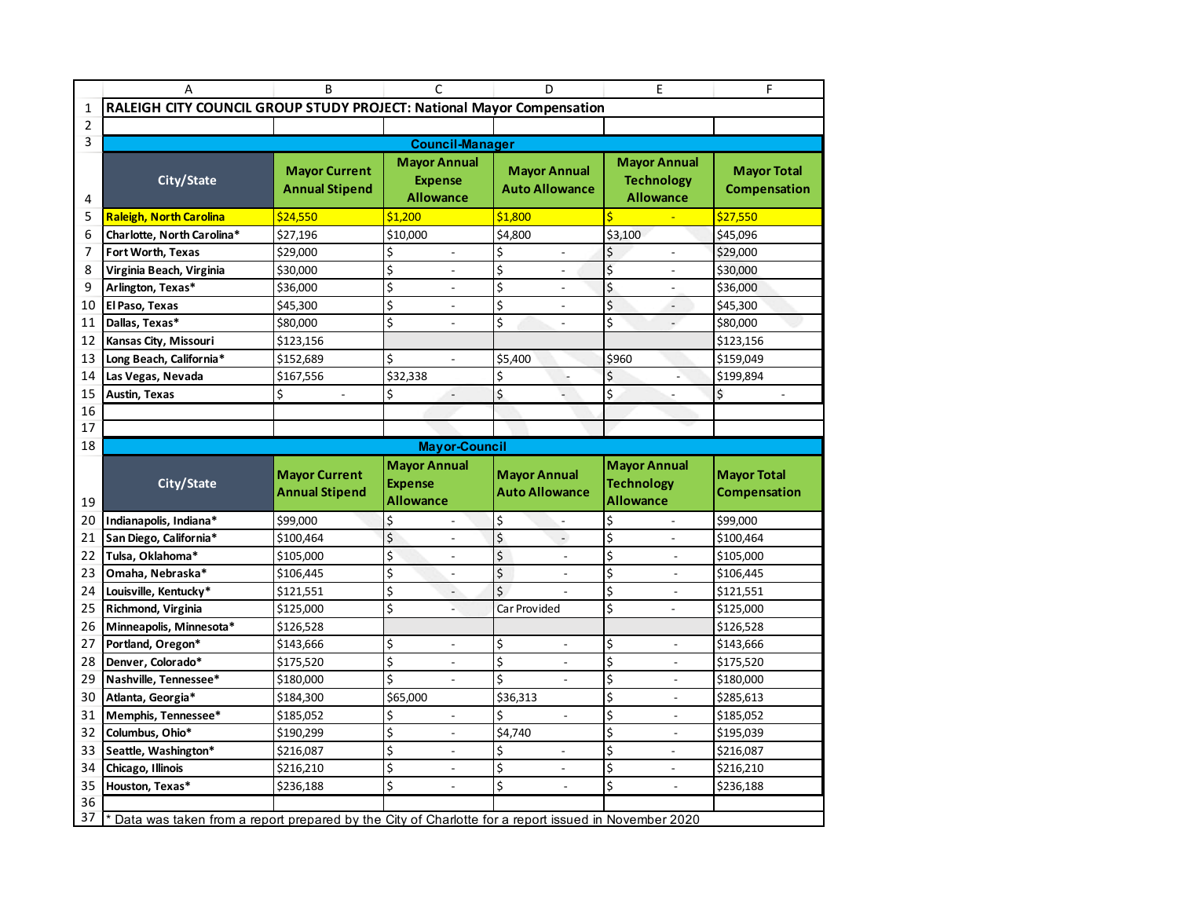# RALEIGH CITY COUNCIL GROUP STUDY PROJECT: National Mayor Compensation

## Council-Manager

| City/State | Mayor Current Annual Stipend | Mayor Annual Expense Allowance | Mayor Annual Auto Allowance | Mayor Annual Technology Allowance | Mayor Total Compensation |
|---|---|---|---|---|---|
| Raleigh, North Carolina | $24,550 | $1,200 | $1,800 | $ - | $27,550 |
| Charlotte, North Carolina* | $27,196 | $10,000 | $4,800 | $3,100 | $45,096 |
| Fort Worth, Texas | $29,000 | $ - | $ - | $ - | $29,000 |
| Virginia Beach, Virginia | $30,000 | $ - | $ - | $ - | $30,000 |
| Arlington, Texas* | $36,000 | $ - | $ - | $ - | $36,000 |
| El Paso, Texas | $45,300 | $ - | $ - | $ - | $45,300 |
| Dallas, Texas* | $80,000 | $ - | $ - | $ - | $80,000 |
| Kansas City, Missouri | $123,156 | | | | $123,156 |
| Long Beach, California* | $152,689 | $ - | $5,400 | $960 | $159,049 |
| Las Vegas, Nevada | $167,556 | $32,338 | $ - | $ - | $199,894 |
| Austin, Texas | $ - | $ - | $ - | $ - | $ - |

## Mayor-Council

| City/State | Mayor Current Annual Stipend | Mayor Annual Expense Allowance | Mayor Annual Auto Allowance | Mayor Annual Technology Allowance | Mayor Total Compensation |
|---|---|---|---|---|---|
| Indianapolis, Indiana* | $99,000 | $ - | $ - | $ - | $99,000 |
| San Diego, California* | $100,464 | $ - | $ - | $ - | $100,464 |
| Tulsa, Oklahoma* | $105,000 | $ - | $ - | $ - | $105,000 |
| Omaha, Nebraska* | $106,445 | $ - | $ - | $ - | $106,445 |
| Louisville, Kentucky* | $121,551 | $ - | $ - | $ - | $121,551 |
| Richmond, Virginia | $125,000 | $ - | Car Provided | $ - | $125,000 |
| Minneapolis, Minnesota* | $126,528 | | | | $126,528 |
| Portland, Oregon* | $143,666 | $ - | $ - | $ - | $143,666 |
| Denver, Colorado* | $175,520 | $ - | $ - | $ - | $175,520 |
| Nashville, Tennessee* | $180,000 | $ - | $ - | $ - | $180,000 |
| Atlanta, Georgia* | $184,300 | $65,000 | $36,313 | $ - | $285,613 |
| Memphis, Tennessee* | $185,052 | $ - | $ - | $ - | $185,052 |
| Columbus, Ohio* | $190,299 | $ - | $4,740 | $ - | $195,039 |
| Seattle, Washington* | $216,087 | $ - | $ - | $ - | $216,087 |
| Chicago, Illinois | $216,210 | $ - | $ - | $ - | $216,210 |
| Houston, Texas* | $236,188 | $ - | $ - | $ - | $236,188 |

* Data was taken from a report prepared by the City of Charlotte for a report issued in November 2020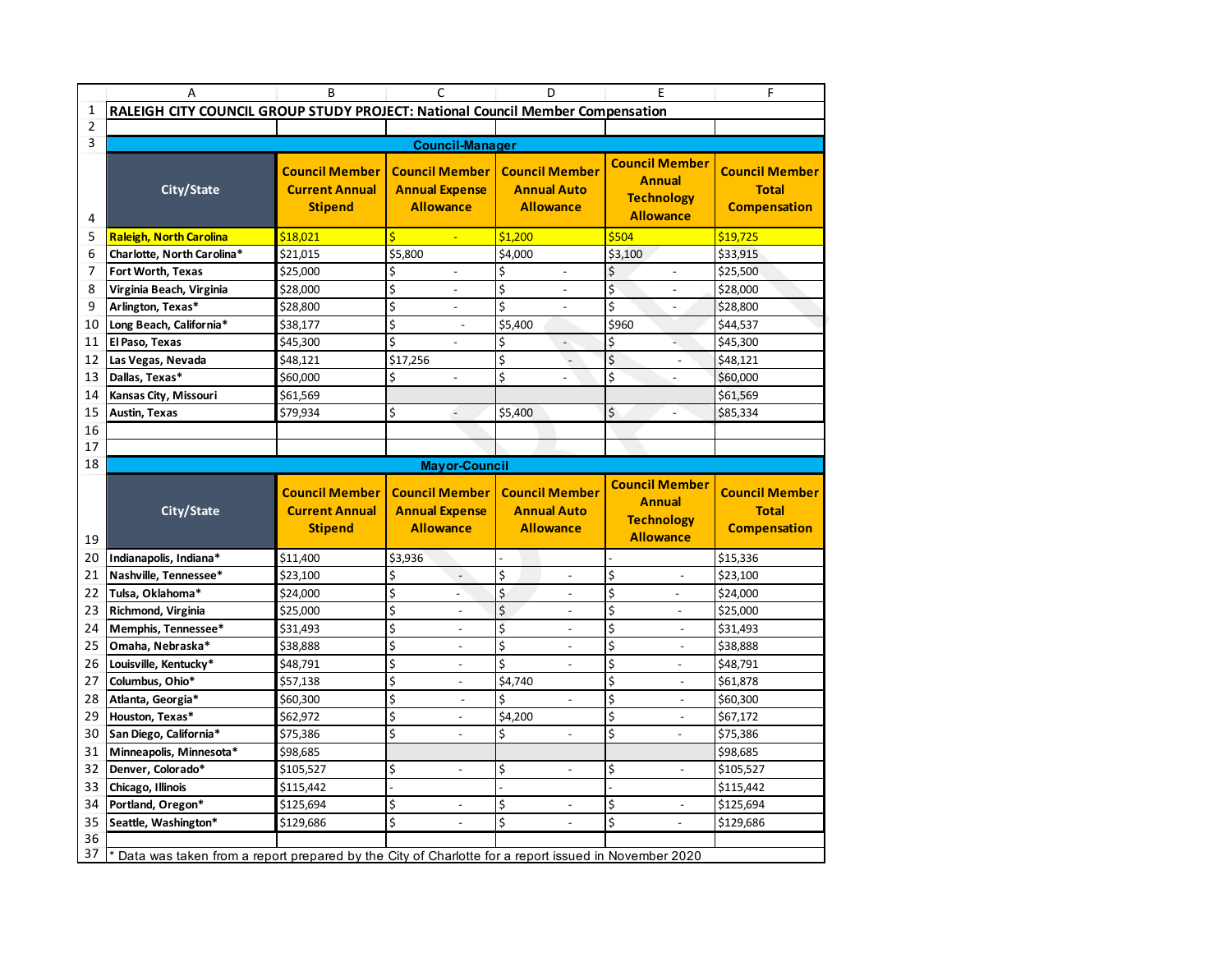# RALEIGH CITY COUNCIL GROUP STUDY PROJECT: National Council Member Compensation

## Council-Manager

| City/State | Council Member Current Annual Stipend | Council Member Annual Expense Allowance | Council Member Annual Auto Allowance | Council Member Annual Technology Allowance | Council Member Total Compensation |
|---|---|---|---|---|---|
| **Raleigh, North Carolina** | $18,021 | $ - | $1,200 | $504 | $19,725 |
| **Charlotte, North Carolina*** | $21,015 | $5,800 | $4,000 | $3,100 | $33,915 |
| **Fort Worth, Texas** | $25,000 | $ - | $ - | $ - | $25,500 |
| **Virginia Beach, Virginia** | $28,000 | $ - | $ - | $ - | $28,000 |
| **Arlington, Texas*** | $28,800 | $ - | $ - | $ - | $28,800 |
| **Long Beach, California*** | $38,177 | $ - | $5,400 | $960 | $44,537 |
| **El Paso, Texas** | $45,300 | $ - | $ - | $ - | $45,300 |
| **Las Vegas, Nevada** | $48,121 | $17,256 | $ - | $ - | $48,121 |
| **Dallas, Texas*** | $60,000 | $ - | $ - | $ - | $60,000 |
| **Kansas City, Missouri** | $61,569 | | | | $61,569 |
| **Austin, Texas** | $79,934 | $ - | $5,400 | $ - | $85,334 |

## Mayor-Council

| City/State | Council Member Current Annual Stipend | Council Member Annual Expense Allowance | Council Member Annual Auto Allowance | Council Member Annual Technology Allowance | Council Member Total Compensation |
|---|---|---|---|---|---|
| **Indianapolis, Indiana*** | $11,400 | $3,936 | - | - | $15,336 |
| **Nashville, Tennessee*** | $23,100 | $ - | $ - | $ - | $23,100 |
| **Tulsa, Oklahoma*** | $24,000 | $ - | $ - | $ - | $24,000 |
| **Richmond, Virginia** | $25,000 | $ - | $ - | $ - | $25,000 |
| **Memphis, Tennessee*** | $31,493 | $ - | $ - | $ - | $31,493 |
| **Omaha, Nebraska*** | $38,888 | $ - | $ - | $ - | $38,888 |
| **Louisville, Kentucky*** | $48,791 | $ - | $ - | $ - | $48,791 |
| **Columbus, Ohio*** | $57,138 | $ - | $4,740 | $ - | $61,878 |
| **Atlanta, Georgia*** | $60,300 | $ - | $ - | $ - | $60,300 |
| **Houston, Texas*** | $62,972 | $ - | $4,200 | $ - | $67,172 |
| **San Diego, California*** | $75,386 | $ - | $ - | $ - | $75,386 |
| **Minneapolis, Minnesota*** | $98,685 | | | | $98,685 |
| **Denver, Colorado*** | $105,527 | $ - | $ - | $ - | $105,527 |
| **Chicago, Illinois** | $115,442 | - | - | - | $115,442 |
| **Portland, Oregon*** | $125,694 | $ - | $ - | $ - | $125,694 |
| **Seattle, Washington*** | $129,686 | $ - | $ - | $ - | $129,686 |

* Data was taken from a report prepared by the City of Charlotte for a report issued in November 2020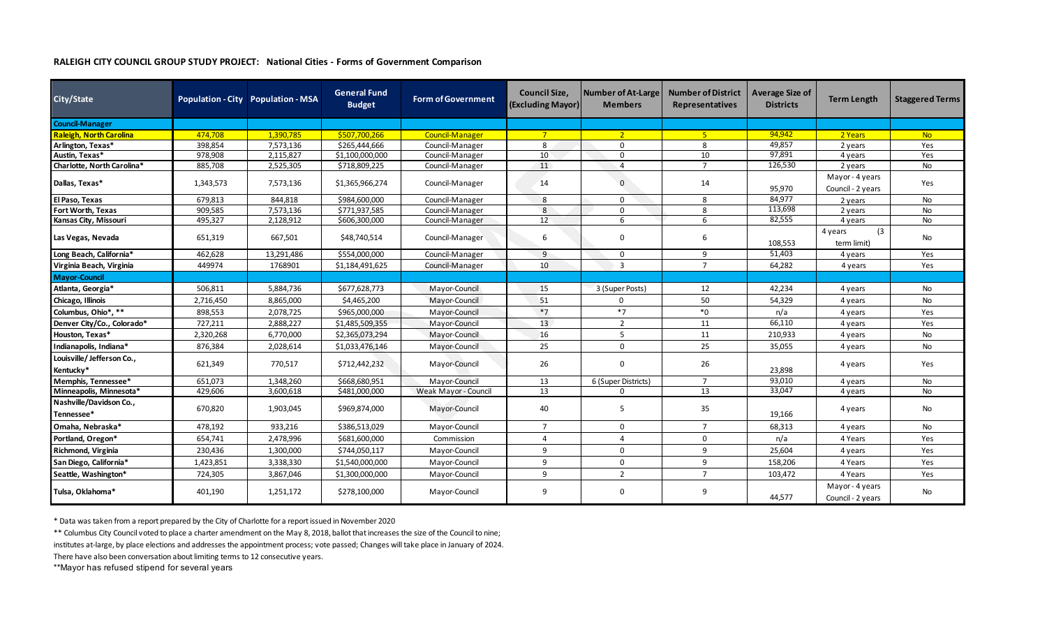**RALEIGH CITY COUNCIL GROUP STUDY PROJECT: National Cities - Forms of Government Comparison**

| City/State | Population - City | Population - MSA | General Fund Budget | Form of Government | Council Size, (Excluding Mayor) | Number of At-Large Members | Number of District Representatives | Average Size of Districts | Term Length | Staggered Terms |
|---|---|---|---|---|---|---|---|---|---|---|
| **Council-Manager** | | | | | | | | | | |
| **Raleigh, North Carolina** | 474,708 | 1,390,785 | $507,700,266 | Council-Manager | 7 | 2 | 5 | 94,942 | 2 Years | No |
| **Arlington, Texas*** | 398,854 | 7,573,136 | $265,444,666 | Council-Manager | 8 | 0 | 8 | 49,857 | 2 years | Yes |
| **Austin, Texas*** | 978,908 | 2,115,827 | $1,100,000,000 | Council-Manager | 10 | 0 | 10 | 97,891 | 4 years | Yes |
| **Charlotte, North Carolina*** | 885,708 | 2,525,305 | $718,809,225 | Council-Manager | 11 | 4 | 7 | 126,530 | 2 years | No |
| **Dallas, Texas*** | 1,343,573 | 7,573,136 | $1,365,966,274 | Council-Manager | 14 | 0 | 14 | 95,970 | Mayor - 4 years Council - 2 years | Yes |
| **El Paso, Texas** | 679,813 | 844,818 | $984,600,000 | Council-Manager | 8 | 0 | 8 | 84,977 | 2 years | No |
| **Fort Worth, Texas** | 909,585 | 7,573,136 | $771,937,585 | Council-Manager | 8 | 0 | 8 | 113,698 | 2 years | No |
| **Kansas City, Missouri** | 495,327 | 2,128,912 | $606,300,000 | Council-Manager | 12 | 6 | 6 | 82,555 | 4 years | No |
| **Las Vegas, Nevada** | 651,319 | 667,501 | $48,740,514 | Council-Manager | 6 | 0 | 6 | 108,553 | 4 years (3 term limit) | No |
| **Long Beach, California*** | 462,628 | 13,291,486 | $554,000,000 | Council-Manager | 9 | 0 | 9 | 51,403 | 4 years | Yes |
| **Virginia Beach, Virginia** | 449974 | 1768901 | $1,184,491,625 | Council-Manager | 10 | 3 | 7 | 64,282 | 4 years | Yes |
| **Mayor-Council** | | | | | | | | | | |
| **Atlanta, Georgia*** | 506,811 | 5,884,736 | $677,628,773 | Mayor-Council | 15 | 3 (Super Posts) | 12 | 42,234 | 4 years | No |
| **Chicago, Illinois** | 2,716,450 | 8,865,000 | $4,465,200 | Mayor-Council | 51 | 0 | 50 | 54,329 | 4 years | No |
| **Columbus, Ohio*, **** | 898,553 | 2,078,725 | $965,000,000 | Mayor-Council | *7 | *7 | *0 | n/a | 4 years | Yes |
| **Denver City/Co., Colorado*** | 727,211 | 2,888,227 | $1,485,509,355 | Mayor-Council | 13 | 2 | 11 | 66,110 | 4 years | Yes |
| **Houston, Texas*** | 2,320,268 | 6,770,000 | $2,365,073,294 | Mayor-Council | 16 | 5 | 11 | 210,933 | 4 years | No |
| **Indianapolis, Indiana*** | 876,384 | 2,028,614 | $1,033,476,146 | Mayor-Council | 25 | 0 | 25 | 35,055 | 4 years | No |
| **Louisville/ Jefferson Co., Kentucky*** | 621,349 | 770,517 | $712,442,232 | Mayor-Council | 26 | 0 | 26 | 23,898 | 4 years | Yes |
| **Memphis, Tennessee*** | 651,073 | 1,348,260 | $668,680,951 | Mayor-Council | 13 | 6 (Super Districts) | 7 | 93,010 | 4 years | No |
| **Minneapolis, Minnesota*** | 429,606 | 3,600,618 | $481,000,000 | Weak Mayor - Council | 13 | 0 | 13 | 33,047 | 4 years | No |
| **Nashville/Davidson Co., Tennessee*** | 670,820 | 1,903,045 | $969,874,000 | Mayor-Council | 40 | 5 | 35 | 19,166 | 4 years | No |
| **Omaha, Nebraska*** | 478,192 | 933,216 | $386,513,029 | Mayor-Council | 7 | 0 | 7 | 68,313 | 4 years | No |
| **Portland, Oregon*** | 654,741 | 2,478,996 | $681,600,000 | Commission | 4 | 4 | 0 | n/a | 4 Years | Yes |
| **Richmond, Virginia** | 230,436 | 1,300,000 | $744,050,117 | Mayor-Council | 9 | 0 | 9 | 25,604 | 4 years | Yes |
| **San Diego, California*** | 1,423,851 | 3,338,330 | $1,540,000,000 | Mayor-Council | 9 | 0 | 9 | 158,206 | 4 Years | Yes |
| **Seattle, Washington*** | 724,305 | 3,867,046 | $1,300,000,000 | Mayor-Council | 9 | 2 | 7 | 103,472 | 4 Years | Yes |
| **Tulsa, Oklahoma*** | 401,190 | 1,251,172 | $278,100,000 | Mayor-Council | 9 | 0 | 9 | 44,577 | Mayor - 4 years Council - 2 years | No |

\* Data was taken from a report prepared by the City of Charlotte for a report issued in November 2020

** Columbus City Council voted to place a charter amendment on the May 8, 2018, ballot that increases the size of the Council to nine; institutes at-large, by place elections and addresses the appointment process; vote passed; Changes will take place in January of 2024.

There have also been conversation about limiting terms to 12 consecutive years.

**Mayor has refused stipend for several years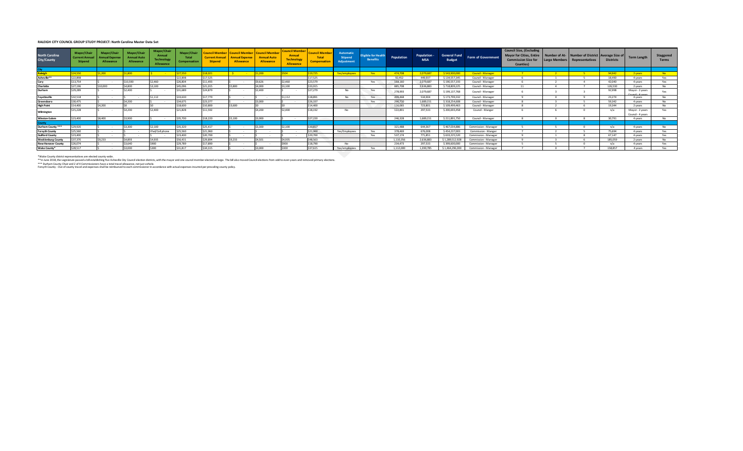**RALEIGH CITY COUNCIL GROUP STUDY PROJECT: North Carolina Master Data Set**

| North Carolina City/County | Mayor/Chair Current Annual Stipend | Mayor/Chair Annual Expense Allowance | Mayor/Chair Annual Auto Allowance | Mayor/Chair Annual Technology Allowance | Mayor/Chair Total Compensation | Council Member Current Annual Stipend | Council Member Annual Expense Allowance | Council Member Annual Auto Allowance | Council Member Annual Technology Allowance | Council Member Total Compensation | Automatic Stipend Adjustment | Eligible for Health Benefits | Population | Population - MSA | General Fund Budget | Form of Government | Council Size, (Excluding Mayor for Cities, Entire Commission Size for Counties) | Number of At-Large Members | Number of District Representatives | Average Size of Districts | Term Length | Staggered Terms |
|---|---|---|---|---|---|---|---|---|---|---|---|---|---|---|---|---|---|---|---|---|---|---|
| **City** | | | | | | | | | | | | | | | | | | | | | | |
| **Raleigh** | $24,550 | $1,200 | $1,800 | $ - | $27,550 | $18,021 | $ - | $1,200 | $504 | $19,725 | Yes/employees | Yes | 474,708 | 2,079,687 | $ 543,900,000 | Council - Manager | 7 | 2 | 5 | 94,942 | 2 years | No |
| **Asheville**** | $22,898 | | | | $22,898 | $17,525 | | | | $17,525 | | | 92,452 | 449,937 | $ 134,557,345 | Council - Manager | 6 | 1 | 5 | 18,490 | 4 years | Yes |
| **Cary** | $13,754 | $ - | $10,590 | $2,460 | $26,804 | $11,493 | $ - | $9,626 | $2,460 | $23,579 | | Yes | 168,160 | 2,079,687 | $ 190,557,193 | Council - Manager | 6 | 2 | 4 | 42,040 | 4 years | Yes |
| **Charlotte** | $27,196 | $10,000 | $4,800 | $3,100 | $45,096 | $21,015 | $5,800 | $4,000 | $3,100 | $33,915 | | | 885,708 | 2,636,883 | $ 718,809,225 | Council - Manager | 11 | 4 | 7 | 126,530 | 2 years | No |
| **Durham** | $29,289 | $ - | $2,400 | $ - | $31,689 | $24,879 | $ - | $2,400 | $ - | $27,279 | No | Yes | 278,993 | 2,079,687 | $ 199,137,768 | Council - Manager | 6 | 3 | 3 | 92,998 | Mayor - 2 years Council - 4 years | Yes |
| **Fayetteville** | $32,518 | $ - | $ - | $1,112 | $33,630 | $17,779 | $ - | $ - | $1,112 | $18,891 | No | Yes | 209,468 | 534,904 | $ 173,799,332 | Council - Manager | 9 | 0 | 9 | 23,274 | 4 years | No |
| **Greensboro** | $30,475 | $ - | $4,200 | $ - | $34,675 | $23,377 | $ - | $3,000 | $ - | $26,337 | | Yes | 296,710 | 1,689,151 | $ 318,254,608 | Council - Manager | 8 | 3 | 5 | 59,342 | 4 years | No |
| **High Point** | $14,400 | $4,200 | $0 | $0 | $18,600 | $10,800 | $3,600 | $0 | $0 | $14,400 | | | 116,065 | 723,801 | $ 109,499,463 | Council - Manager | 8 | 2 | 6 | 19,344 | 2 years | No |
| **Wilmington** | $15,228 | $ - | $4,200 | $2,400 | $21,828 | $11,592 | | $4,200 | $2,400 | $18,192 | No | | 122,891 | 297,533 | $ 200,693,458 | Council - Manger | 6 | 6 | 0 | n/a | Mayor - 2 years Council - 4 years | Yes |
| **Winston-Salem** | $23,400 | $8,400 | $3,900 | | $35,700 | $18,220 | $5,100 | $3,900 | | $27,220 | | | 246,328 | 1,689,151 | $ 211,891,750 | Council - Manager | 8 | 0 | 8 | 30,791 | 4 years | No |
| **County** | | | | | | | | | | | | | | | | | | | | | | |
| **Durham County ***** | $29,920 | $ - | $3,300 | $2,100 | $35,320 | $25,417 | $ - | $3,300 | $2,100 | $30,817 | | | 321,488 | 644,367 | $ 467,034,886 | Commission - Manager | 5 | 5 | 0 | n/a | 4 years | No |
| **Forsyth County** | $25,560 | $ - | $ - | iPad/Cell phone | $25,560 | $21,960 | $ - | $ - | $ - | $21,960 | Yes/Employees | Yes | 378,469 | 676,008 | $ 454,237,003 | Commission - Manger | 7 | 2 | 5 | 75,694 | 4 years | Yes |
| **Guilford County** | $23,400 | $ - | $ - | $ - | $23,400 | $20,700 | $ - | $ - | $ - | $20,700 | | Yes | 537,174 | 771,851 | $ 633,225,520 | Commission - Manager | 9 | 1 | 8 | 67,147 | 4 years | Yes |
| **Mecklenburg County** | $37,370 | $9,233 | $4,893 | $4,935 | $56,431 | $29,894 | $9,233 | $4,501 | $4,935 | $48,563 | | | 1,110,356 | 2,636,883 | $ 1,289,512,928 | Commission - Manager | 9 | 3 | 6 | 185,059 | 2 years | No |
| **New Hanover County** | $26,074 | $ - | $3,640 | $900 | $29,789 | $17,890 | $ - | $ - | $900 | $18,790 | No | | 234,473 | 297,533 | $ 399,600,000 | Commission - Manager | 5 | 5 | 0 | n/a | 4 years | Yes |
| **Wake County*** | $28,517 | $ - | $3,000 | $300 | $31,817 | $34,315 | $ - | $3,000 | $300 | $37,615 | Yes/employees | Yes | 1,112,000 | 1,390,785 | $ 1,464,296,000 | Commission - Manager | 7 | 0 | 7 | 158,857 | 4 years | Yes |

*Wake County district representatives are elected county-wide.

**In June 2018, the Legislature passed a bill establishing five Asheville City Council election districts, with the mayor and one council member elected at-large. The bill also moved Council elections from odd to even years and removed primary elections.

*** Durham County Chair and 2 of 4 Commissioners have a total travel allowance, not just vehicle.

Forsyth County - Out of county travel and expenses shall be reimbursed to each commissioner in accordance with actual expenses incurred per prevailing county policy.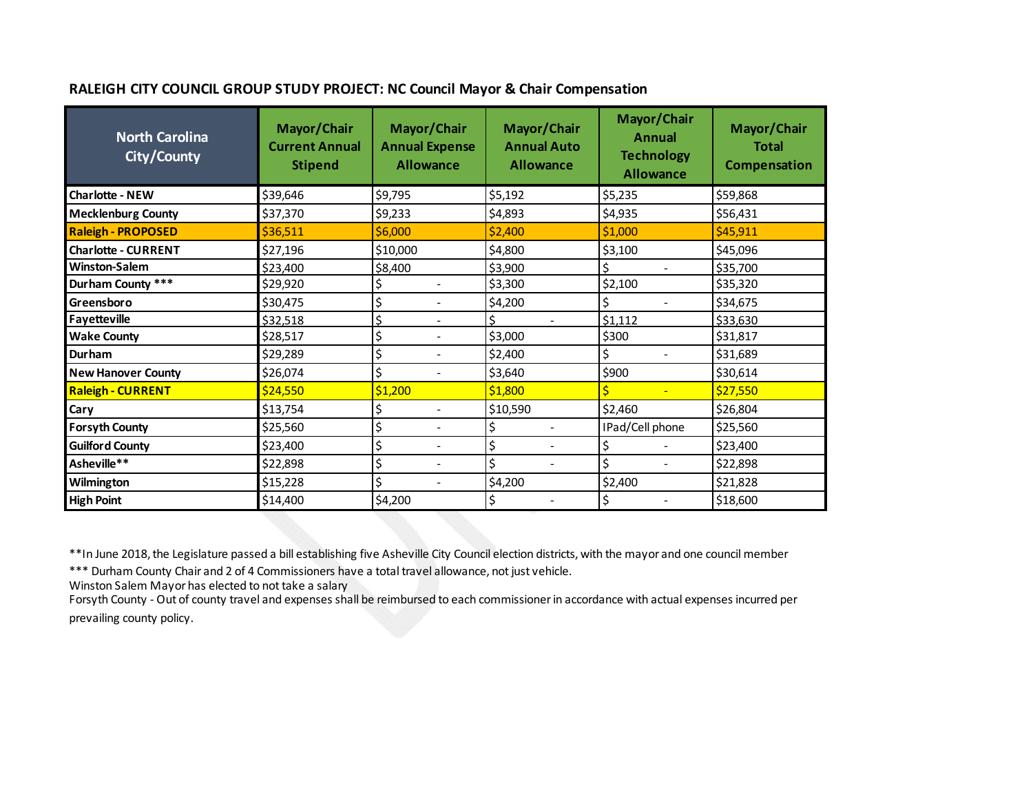## RALEIGH CITY COUNCIL GROUP STUDY PROJECT: NC Council Mayor & Chair Compensation

| North Carolina City/County | Mayor/Chair Current Annual Stipend | Mayor/Chair Annual Expense Allowance | Mayor/Chair Annual Auto Allowance | Mayor/Chair Annual Technology Allowance | Mayor/Chair Total Compensation |
|---|---|---|---|---|---|
| **Charlotte - NEW** | $39,646 | $9,795 | $5,192 | $5,235 | $59,868 |
| **Mecklenburg County** | $37,370 | $9,233 | $4,893 | $4,935 | $56,431 |
| **Raleigh - PROPOSED** | $36,511 | $6,000 | $2,400 | $1,000 | $45,911 |
| **Charlotte - CURRENT** | $27,196 | $10,000 | $4,800 | $3,100 | $45,096 |
| **Winston-Salem** | $23,400 | $8,400 | $3,900 | $ - | $35,700 |
| **Durham County \*\*\*** | $29,920 | $ - | $3,300 | $2,100 | $35,320 |
| **Greensboro** | $30,475 | $ - | $4,200 | $ - | $34,675 |
| **Fayetteville** | $32,518 | $ - | $ - | $1,112 | $33,630 |
| **Wake County** | $28,517 | $ - | $3,000 | $300 | $31,817 |
| **Durham** | $29,289 | $ - | $2,400 | $ - | $31,689 |
| **New Hanover County** | $26,074 | $ - | $3,640 | $900 | $30,614 |
| **Raleigh - CURRENT** | $24,550 | $1,200 | $1,800 | $ - | $27,550 |
| **Cary** | $13,754 | $ - | $10,590 | $2,460 | $26,804 |
| **Forsyth County** | $25,560 | $ - | $ - | IPad/Cell phone | $25,560 |
| **Guilford County** | $23,400 | $ - | $ - | $ - | $23,400 |
| **Asheville\*\*** | $22,898 | $ - | $ - | $ - | $22,898 |
| **Wilmington** | $15,228 | $ - | $4,200 | $2,400 | $21,828 |
| **High Point** | $14,400 | $4,200 | $ - | $ - | $18,600 |

**In June 2018, the Legislature passed a bill establishing five Asheville City Council election districts, with the mayor and one council member

*** Durham County Chair and 2 of 4 Commissioners have a total travel allowance, not just vehicle.

Winston Salem Mayor has elected to not take a salary

Forsyth County - Out of county travel and expenses shall be reimbursed to each commissioner in accordance with actual expenses incurred per prevailing county policy.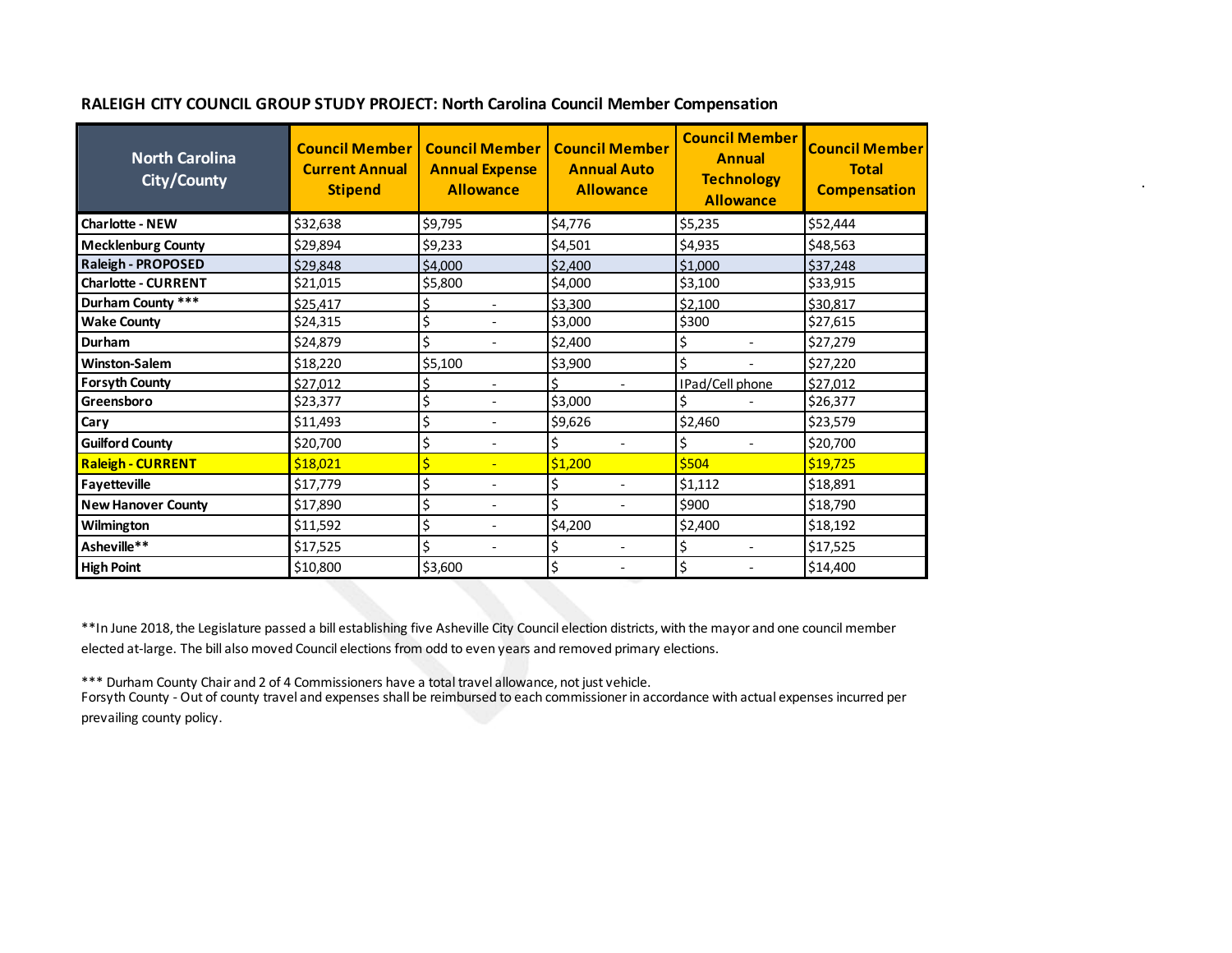**RALEIGH CITY COUNCIL GROUP STUDY PROJECT: North Carolina Council Member Compensation**

| North Carolina City/County | Council Member Current Annual Stipend | Council Member Annual Expense Allowance | Council Member Annual Auto Allowance | Council Member Annual Technology Allowance | Council Member Total Compensation |
|---|---|---|---|---|---|
| **Charlotte - NEW** | $32,638 | $9,795 | $4,776 | $5,235 | $52,444 |
| **Mecklenburg County** | $29,894 | $9,233 | $4,501 | $4,935 | $48,563 |
| **Raleigh - PROPOSED** | $29,848 | $4,000 | $2,400 | $1,000 | $37,248 |
| **Charlotte - CURRENT** | $21,015 | $5,800 | $4,000 | $3,100 | $33,915 |
| **Durham County \*\*\*** | $25,417 | $ - | $3,300 | $2,100 | $30,817 |
| **Wake County** | $24,315 | $ - | $3,000 | $300 | $27,615 |
| **Durham** | $24,879 | $ - | $2,400 | $ - | $27,279 |
| **Winston-Salem** | $18,220 | $5,100 | $3,900 | $ - | $27,220 |
| **Forsyth County** | $27,012 | $ - | $ - | IPad/Cell phone | $27,012 |
| **Greensboro** | $23,377 | $ - | $3,000 | $ - | $26,377 |
| **Cary** | $11,493 | $ - | $9,626 | $2,460 | $23,579 |
| **Guilford County** | $20,700 | $ - | $ - | $ - | $20,700 |
| **Raleigh - CURRENT** | $18,021 | $ - | $1,200 | $504 | $19,725 |
| **Fayetteville** | $17,779 | $ - | $ - | $1,112 | $18,891 |
| **New Hanover County** | $17,890 | $ - | $ - | $900 | $18,790 |
| **Wilmington** | $11,592 | $ - | $4,200 | $2,400 | $18,192 |
| **Asheville\*\*** | $17,525 | $ - | $ - | $ - | $17,525 |
| **High Point** | $10,800 | $3,600 | $ - | $ - | $14,400 |

**In June 2018, the Legislature passed a bill establishing five Asheville City Council election districts, with the mayor and one council member elected at-large. The bill also moved Council elections from odd to even years and removed primary elections.

*** Durham County Chair and 2 of 4 Commissioners have a total travel allowance, not just vehicle.
Forsyth County - Out of county travel and expenses shall be reimbursed to each commissioner in accordance with actual expenses incurred per prevailing county policy.